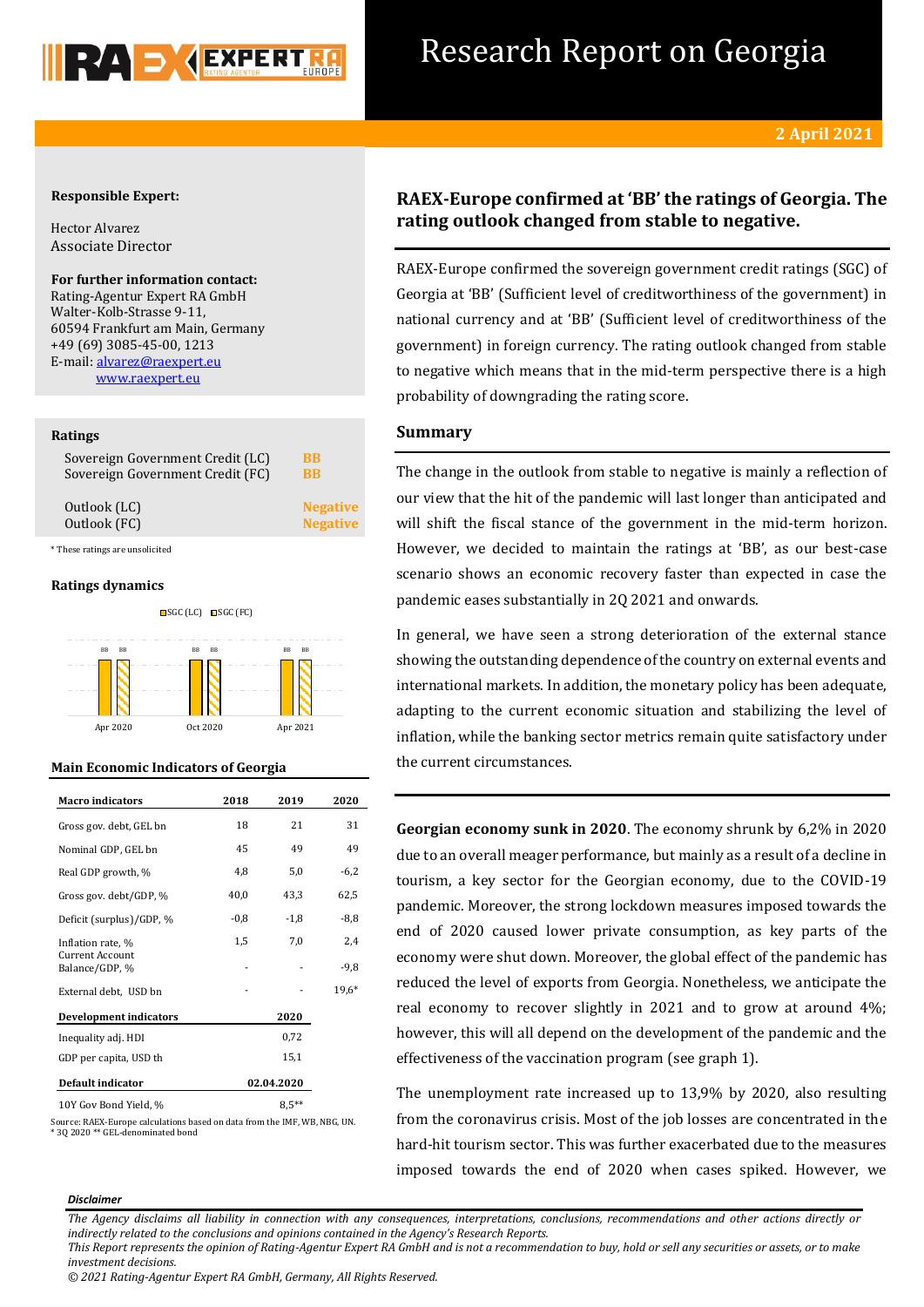# Research Report on Georgia

**2 April 2021**

**Responsible Expert:**

Hector Alvarez
Associate Director

**For further information contact:**
Rating-Agentur Expert RA GmbH
Walter-Kolb-Strasse 9-11,
60594 Frankfurt am Main, Germany
+49 (69) 3085-45-00, 1213
E-mail: alvarez@raexpert.eu
www.raexpert.eu

**Ratings**

| | |
|---|---|
| Sovereign Government Credit (LC) | BB |
| Sovereign Government Credit (FC) | BB |
| Outlook (LC) | Negative |
| Outlook (FC) | Negative |

\* These ratings are unsolicited

**Ratings dynamics**

| | Apr 2020 | Oct 2020 | Apr 2021 |
|---|---|---|---|
| SGC (LC) | BB | BB | BB |
| SGC (FC) | BB | BB | BB |

**Main Economic Indicators of Georgia**

| Macro indicators | 2018 | 2019 | 2020 |
|---|---|---|---|
| Gross gov. debt, GEL bn | 18 | 21 | 31 |
| Nominal GDP, GEL bn | 45 | 49 | 49 |
| Real GDP growth, % | 4,8 | 5,0 | -6,2 |
| Gross gov. debt/GDP, % | 40,0 | 43,3 | 62,5 |
| Deficit (surplus)/GDP, % | -0,8 | -1,8 | -8,8 |
| Inflation rate, % | 1,5 | 7,0 | 2,4 |
| Current Account Balance/GDP, % | - | - | -9,8 |
| External debt, USD bn | - | - | 19,6* |
| **Development indicators** | | | **2020** |
| Inequality adj. HDI | | | 0,72 |
| GDP per capita, USD th | | | 15,1 |
| **Default indicator** | | | **02.04.2020** |
| 10Y Gov Bond Yield, % | | | 8,5** |

Source: RAEX-Europe calculations based on data from the IMF, WB, NBG, UN.
\* 3Q 2020 ** GEL-denominated bond

## RAEX-Europe confirmed at 'BB' the ratings of Georgia. The rating outlook changed from stable to negative.

RAEX-Europe confirmed the sovereign government credit ratings (SGC) of Georgia at 'BB' (Sufficient level of creditworthiness of the government) in national currency and at 'BB' (Sufficient level of creditworthiness of the government) in foreign currency. The rating outlook changed from stable to negative which means that in the mid-term perspective there is a high probability of downgrading the rating score.

## Summary

The change in the outlook from stable to negative is mainly a reflection of our view that the hit of the pandemic will last longer than anticipated and will shift the fiscal stance of the government in the mid-term horizon. However, we decided to maintain the ratings at 'BB', as our best-case scenario shows an economic recovery faster than expected in case the pandemic eases substantially in 2Q 2021 and onwards.

In general, we have seen a strong deterioration of the external stance showing the outstanding dependence of the country on external events and international markets. In addition, the monetary policy has been adequate, adapting to the current economic situation and stabilizing the level of inflation, while the banking sector metrics remain quite satisfactory under the current circumstances.

**Georgian economy sunk in 2020**. The economy shrunk by 6,2% in 2020 due to an overall meager performance, but mainly as a result of a decline in tourism, a key sector for the Georgian economy, due to the COVID-19 pandemic. Moreover, the strong lockdown measures imposed towards the end of 2020 caused lower private consumption, as key parts of the economy were shut down. Moreover, the global effect of the pandemic has reduced the level of exports from Georgia. Nonetheless, we anticipate the real economy to recover slightly in 2021 and to grow at around 4%; however, this will all depend on the development of the pandemic and the effectiveness of the vaccination program (see graph 1).

The unemployment rate increased up to 13,9% by 2020, also resulting from the coronavirus crisis. Most of the job losses are concentrated in the hard-hit tourism sector. This was further exacerbated due to the measures imposed towards the end of 2020 when cases spiked. However, we

*Disclaimer*

*The Agency disclaims all liability in connection with any consequences, interpretations, conclusions, recommendations and other actions directly or indirectly related to the conclusions and opinions contained in the Agency's Research Reports.*
*This Report represents the opinion of Rating-Agentur Expert RA GmbH and is not a recommendation to buy, hold or sell any securities or assets, or to make investment decisions.*
*© 2021 Rating-Agentur Expert RA GmbH, Germany, All Rights Reserved.*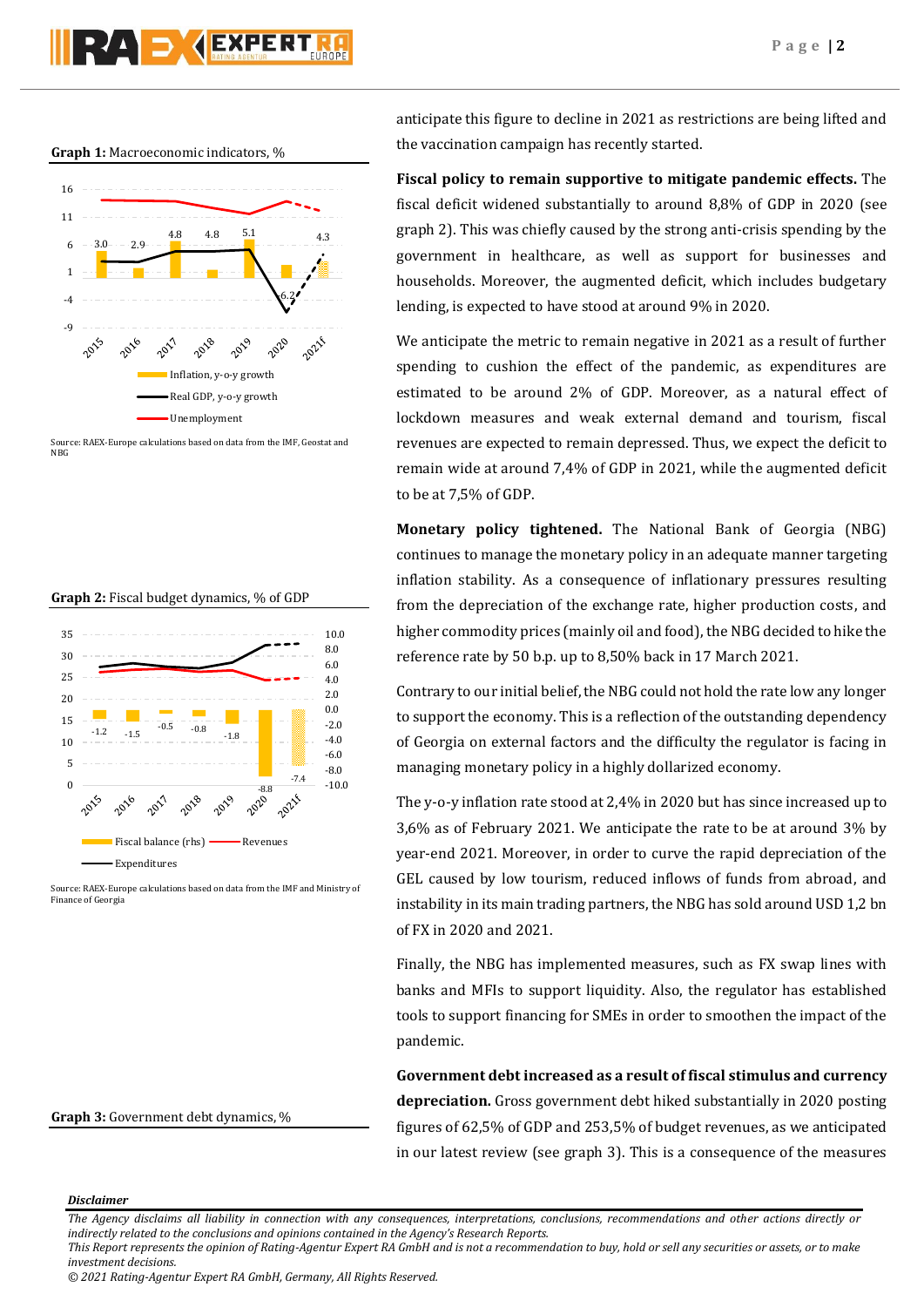**Graph 1:** Macroeconomic indicators, %

Source: RAEX-Europe calculations based on data from the IMF, Geostat and NBG

**Graph 2:** Fiscal budget dynamics, % of GDP

Source: RAEX-Europe calculations based on data from the IMF and Ministry of Finance of Georgia

**Graph 3:** Government debt dynamics, %

anticipate this figure to decline in 2021 as restrictions are being lifted and the vaccination campaign has recently started.

**Fiscal policy to remain supportive to mitigate pandemic effects.** The fiscal deficit widened substantially to around 8,8% of GDP in 2020 (see graph 2). This was chiefly caused by the strong anti-crisis spending by the government in healthcare, as well as support for businesses and households. Moreover, the augmented deficit, which includes budgetary lending, is expected to have stood at around 9% in 2020.

We anticipate the metric to remain negative in 2021 as a result of further spending to cushion the effect of the pandemic, as expenditures are estimated to be around 2% of GDP. Moreover, as a natural effect of lockdown measures and weak external demand and tourism, fiscal revenues are expected to remain depressed. Thus, we expect the deficit to remain wide at around 7,4% of GDP in 2021, while the augmented deficit to be at 7,5% of GDP.

**Monetary policy tightened.** The National Bank of Georgia (NBG) continues to manage the monetary policy in an adequate manner targeting inflation stability. As a consequence of inflationary pressures resulting from the depreciation of the exchange rate, higher production costs, and higher commodity prices (mainly oil and food), the NBG decided to hike the reference rate by 50 b.p. up to 8,50% back in 17 March 2021.

Contrary to our initial belief, the NBG could not hold the rate low any longer to support the economy. This is a reflection of the outstanding dependency of Georgia on external factors and the difficulty the regulator is facing in managing monetary policy in a highly dollarized economy.

The y-o-y inflation rate stood at 2,4% in 2020 but has since increased up to 3,6% as of February 2021. We anticipate the rate to be at around 3% by year-end 2021. Moreover, in order to curve the rapid depreciation of the GEL caused by low tourism, reduced inflows of funds from abroad, and instability in its main trading partners, the NBG has sold around USD 1,2 bn of FX in 2020 and 2021.

Finally, the NBG has implemented measures, such as FX swap lines with banks and MFIs to support liquidity. Also, the regulator has established tools to support financing for SMEs in order to smoothen the impact of the pandemic.

**Government debt increased as a result of fiscal stimulus and currency depreciation.** Gross government debt hiked substantially in 2020 posting figures of 62,5% of GDP and 253,5% of budget revenues, as we anticipated in our latest review (see graph 3). This is a consequence of the measures

*Disclaimer*

*The Agency disclaims all liability in connection with any consequences, interpretations, conclusions, recommendations and other actions directly or indirectly related to the conclusions and opinions contained in the Agency's Research Reports.*
*This Report represents the opinion of Rating-Agentur Expert RA GmbH and is not a recommendation to buy, hold or sell any securities or assets, or to make investment decisions.*
*© 2021 Rating-Agentur Expert RA GmbH, Germany, All Rights Reserved.*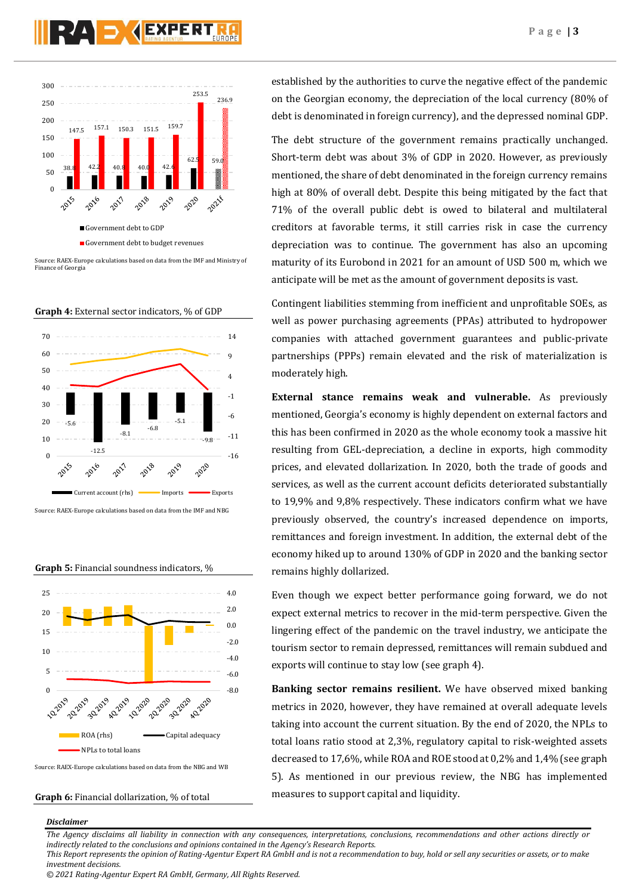Source: RAEX-Europe calculations based on data from the IMF and Ministry of Finance of Georgia

**Graph 4:** External sector indicators, % of GDP

Source: RAEX-Europe calculations based on data from the IMF and NBG

**Graph 5:** Financial soundness indicators, %

Source: RAEX-Europe calculations based on data from the NBG and WB

**Graph 6:** Financial dollarization, % of total

established by the authorities to curve the negative effect of the pandemic on the Georgian economy, the depreciation of the local currency (80% of debt is denominated in foreign currency), and the depressed nominal GDP.

The debt structure of the government remains practically unchanged. Short-term debt was about 3% of GDP in 2020. However, as previously mentioned, the share of debt denominated in the foreign currency remains high at 80% of overall debt. Despite this being mitigated by the fact that 71% of the overall public debt is owed to bilateral and multilateral creditors at favorable terms, it still carries risk in case the currency depreciation was to continue. The government has also an upcoming maturity of its Eurobond in 2021 for an amount of USD 500 m, which we anticipate will be met as the amount of government deposits is vast.

Contingent liabilities stemming from inefficient and unprofitable SOEs, as well as power purchasing agreements (PPAs) attributed to hydropower companies with attached government guarantees and public-private partnerships (PPPs) remain elevated and the risk of materialization is moderately high.

**External stance remains weak and vulnerable.** As previously mentioned, Georgia's economy is highly dependent on external factors and this has been confirmed in 2020 as the whole economy took a massive hit resulting from GEL-depreciation, a decline in exports, high commodity prices, and elevated dollarization. In 2020, both the trade of goods and services, as well as the current account deficits deteriorated substantially to 19,9% and 9,8% respectively. These indicators confirm what we have previously observed, the country's increased dependence on imports, remittances and foreign investment. In addition, the external debt of the economy hiked up to around 130% of GDP in 2020 and the banking sector remains highly dollarized.

Even though we expect better performance going forward, we do not expect external metrics to recover in the mid-term perspective. Given the lingering effect of the pandemic on the travel industry, we anticipate the tourism sector to remain depressed, remittances will remain subdued and exports will continue to stay low (see graph 4).

**Banking sector remains resilient.** We have observed mixed banking metrics in 2020, however, they have remained at overall adequate levels taking into account the current situation. By the end of 2020, the NPLs to total loans ratio stood at 2,3%, regulatory capital to risk-weighted assets decreased to 17,6%, while ROA and ROE stood at 0,2% and 1,4% (see graph 5). As mentioned in our previous review, the NBG has implemented measures to support capital and liquidity.

***Disclaimer***

*The Agency disclaims all liability in connection with any consequences, interpretations, conclusions, recommendations and other actions directly or indirectly related to the conclusions and opinions contained in the Agency's Research Reports.*
*This Report represents the opinion of Rating-Agentur Expert RA GmbH and is not a recommendation to buy, hold or sell any securities or assets, or to make investment decisions.*
*© 2021 Rating-Agentur Expert RA GmbH, Germany, All Rights Reserved.*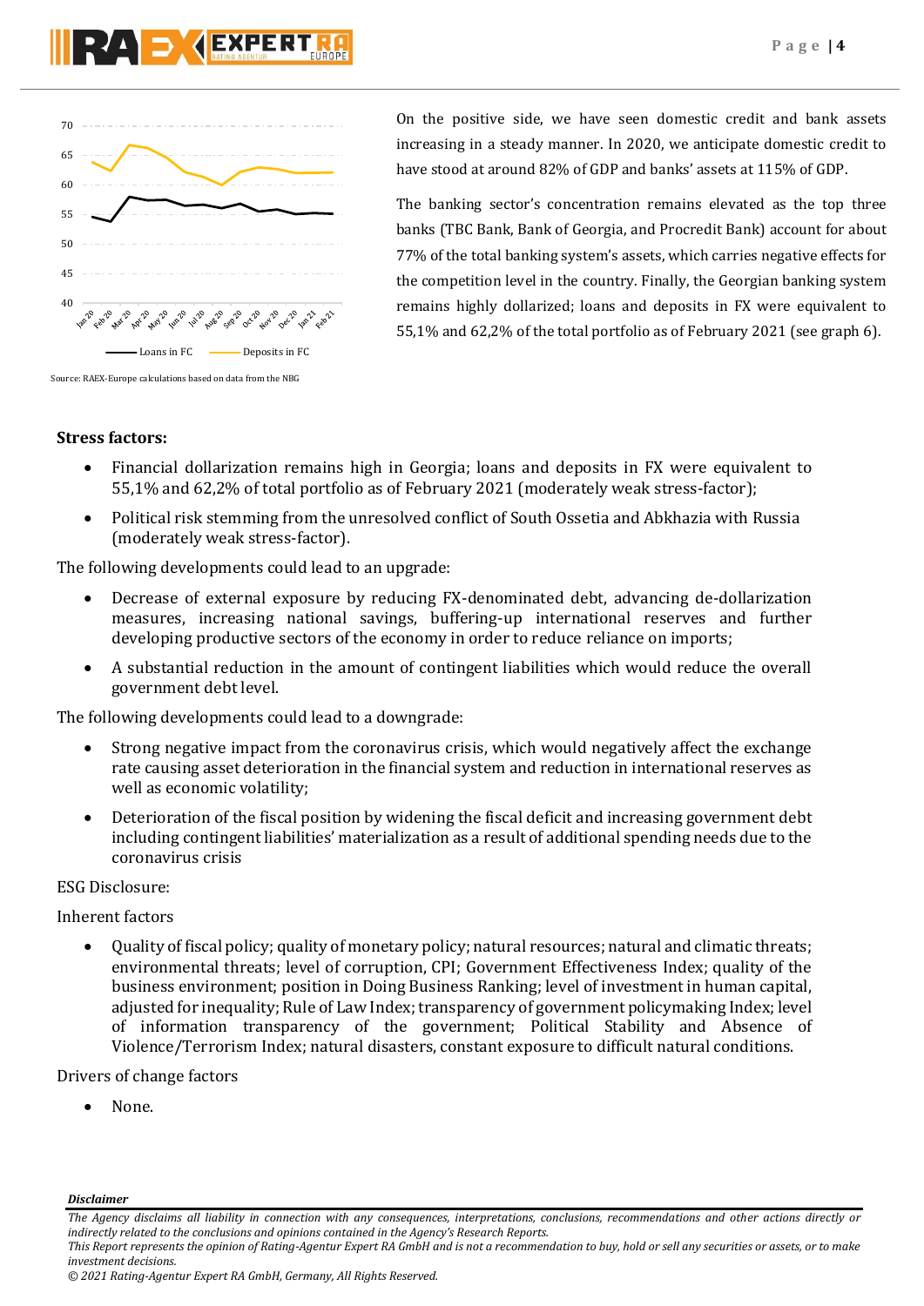Source: RAEX-Europe calculations based on data from the NBG

On the positive side, we have seen domestic credit and bank assets increasing in a steady manner. In 2020, we anticipate domestic credit to have stood at around 82% of GDP and banks' assets at 115% of GDP.

The banking sector's concentration remains elevated as the top three banks (TBC Bank, Bank of Georgia, and Procredit Bank) account for about 77% of the total banking system's assets, which carries negative effects for the competition level in the country. Finally, the Georgian banking system remains highly dollarized; loans and deposits in FX were equivalent to 55,1% and 62,2% of the total portfolio as of February 2021 (see graph 6).

**Stress factors:**

- Financial dollarization remains high in Georgia; loans and deposits in FX were equivalent to 55,1% and 62,2% of total portfolio as of February 2021 (moderately weak stress-factor);
- Political risk stemming from the unresolved conflict of South Ossetia and Abkhazia with Russia (moderately weak stress-factor).

The following developments could lead to an upgrade:

- Decrease of external exposure by reducing FX-denominated debt, advancing de-dollarization measures, increasing national savings, buffering-up international reserves and further developing productive sectors of the economy in order to reduce reliance on imports;
- A substantial reduction in the amount of contingent liabilities which would reduce the overall government debt level.

The following developments could lead to a downgrade:

- Strong negative impact from the coronavirus crisis, which would negatively affect the exchange rate causing asset deterioration in the financial system and reduction in international reserves as well as economic volatility;
- Deterioration of the fiscal position by widening the fiscal deficit and increasing government debt including contingent liabilities' materialization as a result of additional spending needs due to the coronavirus crisis

ESG Disclosure:

Inherent factors

- Quality of fiscal policy; quality of monetary policy; natural resources; natural and climatic threats; environmental threats; level of corruption, CPI; Government Effectiveness Index; quality of the business environment; position in Doing Business Ranking; level of investment in human capital, adjusted for inequality; Rule of Law Index; transparency of government policymaking Index; level of information transparency of the government; Political Stability and Absence of Violence/Terrorism Index; natural disasters, constant exposure to difficult natural conditions.

Drivers of change factors

- None.

***Disclaimer***

*The Agency disclaims all liability in connection with any consequences, interpretations, conclusions, recommendations and other actions directly or indirectly related to the conclusions and opinions contained in the Agency's Research Reports.*

*This Report represents the opinion of Rating-Agentur Expert RA GmbH and is not a recommendation to buy, hold or sell any securities or assets, or to make investment decisions.*

*© 2021 Rating-Agentur Expert RA GmbH, Germany, All Rights Reserved.*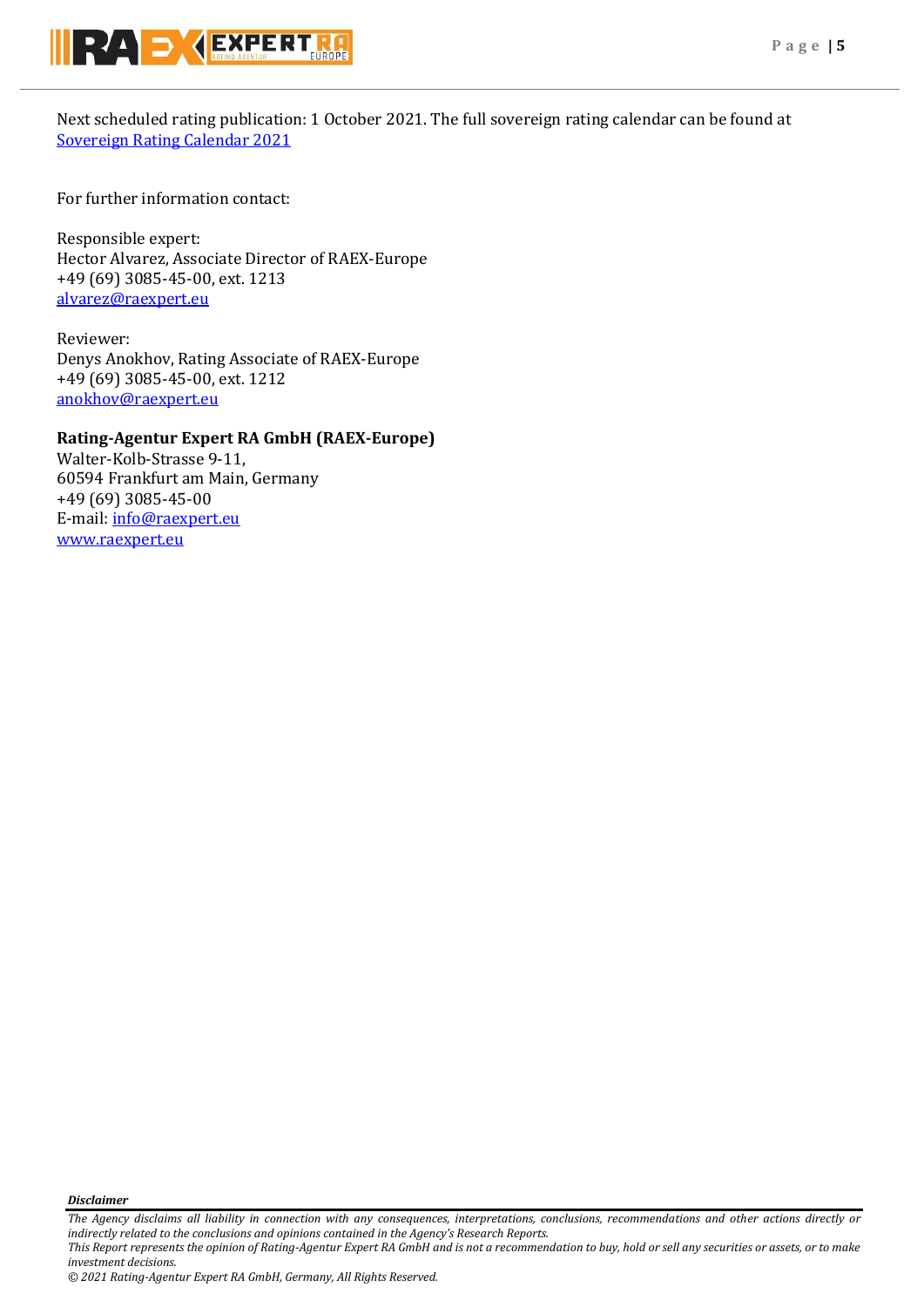Next scheduled rating publication: 1 October 2021. The full sovereign rating calendar can be found at [Sovereign Rating Calendar 2021](Sovereign Rating Calendar 2021)

For further information contact:

Responsible expert:
Hector Alvarez, Associate Director of RAEX-Europe
+49 (69) 3085-45-00, ext. 1213
[alvarez@raexpert.eu](mailto:alvarez@raexpert.eu)

Reviewer:
Denys Anokhov, Rating Associate of RAEX-Europe
+49 (69) 3085-45-00, ext. 1212
[anokhov@raexpert.eu](mailto:anokhov@raexpert.eu)

**Rating-Agentur Expert RA GmbH (RAEX-Europe)**
Walter-Kolb-Strasse 9-11,
60594 Frankfurt am Main, Germany
+49 (69) 3085-45-00
E-mail: [info@raexpert.eu](mailto:info@raexpert.eu)
[www.raexpert.eu](http://www.raexpert.eu)

***Disclaimer***

*The Agency disclaims all liability in connection with any consequences, interpretations, conclusions, recommendations and other actions directly or indirectly related to the conclusions and opinions contained in the Agency's Research Reports.*
*This Report represents the opinion of Rating-Agentur Expert RA GmbH and is not a recommendation to buy, hold or sell any securities or assets, or to make investment decisions.*
*© 2021 Rating-Agentur Expert RA GmbH, Germany, All Rights Reserved.*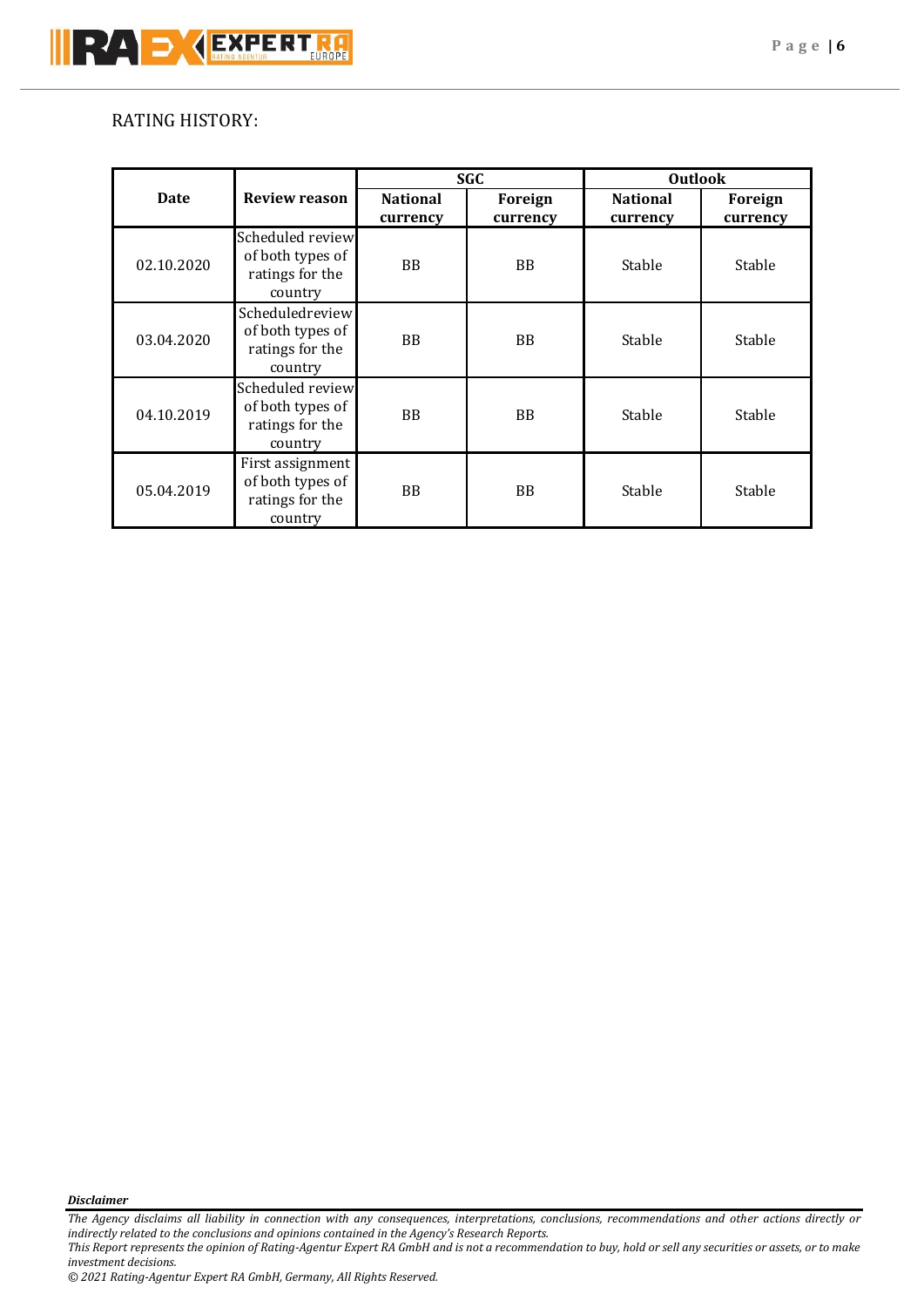RATING HISTORY:

| Date | Review reason | SGC | | Outlook | |
|---|---|---|---|---|---|
| | | National currency | Foreign currency | National currency | Foreign currency |
| 02.10.2020 | Scheduled review of both types of ratings for the country | BB | BB | Stable | Stable |
| 03.04.2020 | Scheduledreview of both types of ratings for the country | BB | BB | Stable | Stable |
| 04.10.2019 | Scheduled review of both types of ratings for the country | BB | BB | Stable | Stable |
| 05.04.2019 | First assignment of both types of ratings for the country | BB | BB | Stable | Stable |

***Disclaimer***

*The Agency disclaims all liability in connection with any consequences, interpretations, conclusions, recommendations and other actions directly or indirectly related to the conclusions and opinions contained in the Agency's Research Reports.*
*This Report represents the opinion of Rating-Agentur Expert RA GmbH and is not a recommendation to buy, hold or sell any securities or assets, or to make investment decisions.*
*© 2021 Rating-Agentur Expert RA GmbH, Germany, All Rights Reserved.*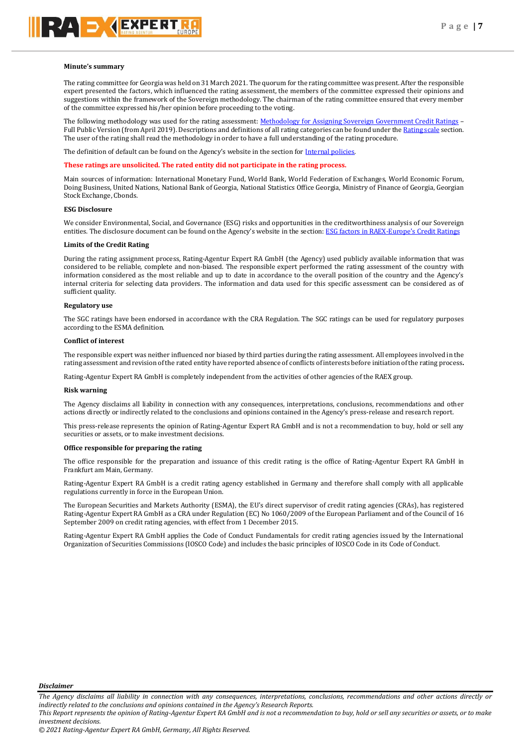**Minute's summary**

The rating committee for Georgia was held on 31 March 2021. The quorum for the rating committee was present. After the responsible expert presented the factors, which influenced the rating assessment, the members of the committee expressed their opinions and suggestions within the framework of the Sovereign methodology. The chairman of the rating committee ensured that every member of the committee expressed his/her opinion before proceeding to the voting.

The following methodology was used for the rating assessment: Methodology for Assigning Sovereign Government Credit Ratings – Full Public Version (from April 2019). Descriptions and definitions of all rating categories can be found under the Rating scale section. The user of the rating shall read the methodology in order to have a full understanding of the rating procedure.

The definition of default can be found on the Agency's website in the section for Internal policies.

**These ratings are unsolicited. The rated entity did not participate in the rating process.**

Main sources of information: International Monetary Fund, World Bank, World Federation of Exchanges, World Economic Forum, Doing Business, United Nations, National Bank of Georgia, National Statistics Office Georgia, Ministry of Finance of Georgia, Georgian Stock Exchange, Cbonds.

**ESG Disclosure**

We consider Environmental, Social, and Governance (ESG) risks and opportunities in the creditworthiness analysis of our Sovereign entities. The disclosure document can be found on the Agency's website in the section: ESG factors in RAEX-Europe's Credit Ratings

**Limits of the Credit Rating**

During the rating assignment process, Rating-Agentur Expert RA GmbH (the Agency) used publicly available information that was considered to be reliable, complete and non-biased. The responsible expert performed the rating assessment of the country with information considered as the most reliable and up to date in accordance to the overall position of the country and the Agency's internal criteria for selecting data providers. The information and data used for this specific assessment can be considered as of sufficient quality.

**Regulatory use**

The SGC ratings have been endorsed in accordance with the CRA Regulation. The SGC ratings can be used for regulatory purposes according to the ESMA definition.

**Conflict of interest**

The responsible expert was neither influenced nor biased by third parties during the rating assessment. All employees involved in the rating assessment and revision of the rated entity have reported absence of conflicts of interests before initiation of the rating process.

Rating-Agentur Expert RA GmbH is completely independent from the activities of other agencies of the RAEX group.

**Risk warning**

The Agency disclaims all liability in connection with any consequences, interpretations, conclusions, recommendations and other actions directly or indirectly related to the conclusions and opinions contained in the Agency's press-release and research report.

This press-release represents the opinion of Rating-Agentur Expert RA GmbH and is not a recommendation to buy, hold or sell any securities or assets, or to make investment decisions.

**Office responsible for preparing the rating**

The office responsible for the preparation and issuance of this credit rating is the office of Rating-Agentur Expert RA GmbH in Frankfurt am Main, Germany.

Rating-Agentur Expert RA GmbH is a credit rating agency established in Germany and therefore shall comply with all applicable regulations currently in force in the European Union.

The European Securities and Markets Authority (ESMA), the EU's direct supervisor of credit rating agencies (CRAs), has registered Rating-Agentur Expert RA GmbH as a CRA under Regulation (EC) No 1060/2009 of the European Parliament and of the Council of 16 September 2009 on credit rating agencies, with effect from 1 December 2015.

Rating-Agentur Expert RA GmbH applies the Code of Conduct Fundamentals for credit rating agencies issued by the International Organization of Securities Commissions (IOSCO Code) and includes the basic principles of IOSCO Code in its Code of Conduct.